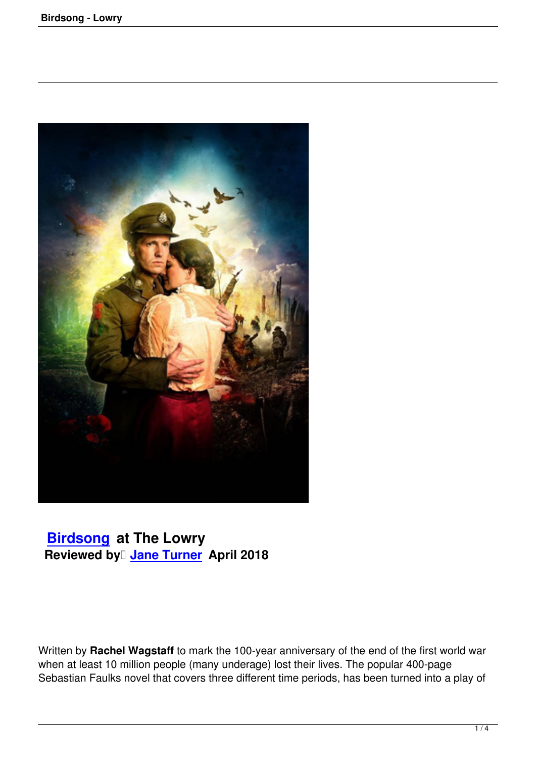## Birdsong at The Lowry

**Reviewed by Jane Turner April 2018**

Written by **Rachel Wagstaff** to mark the 100-year anniversary of the end of the first world war when at least 10 million people (many underage) lost their lives. The popular 400-page Sebastian Faulks novel that covers three different time periods, has been turned into a play of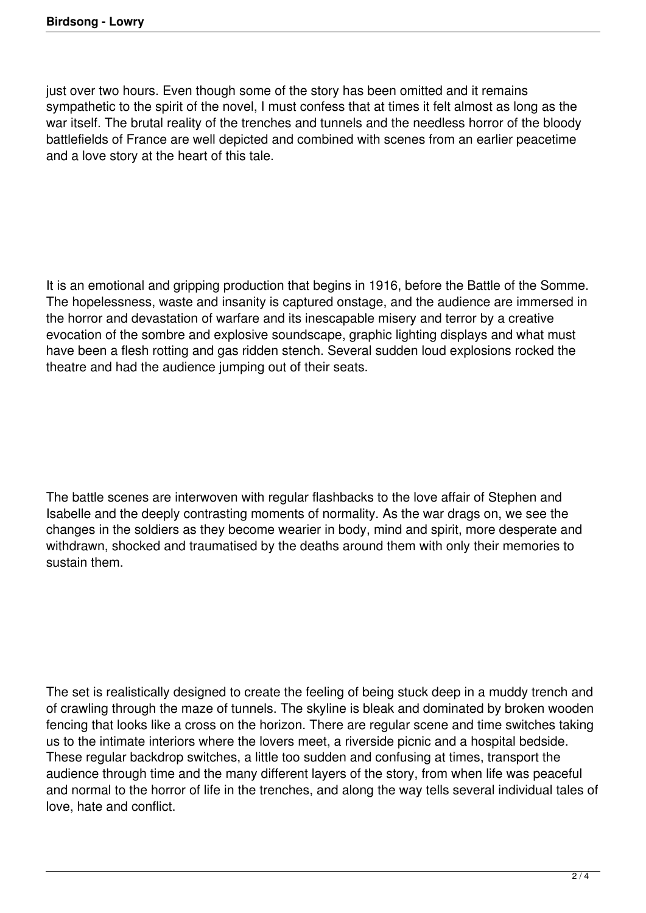just over two hours. Even though some of the story has been omitted and it remains sympathetic to the spirit of the novel, I must confess that at times it felt almost as long as the war itself. The brutal reality of the trenches and tunnels and the needless horror of the bloody battlefields of France are well depicted and combined with scenes from an earlier peacetime and a love story at the heart of this tale.

It is an emotional and gripping production that begins in 1916, before the Battle of the Somme. The hopelessness, waste and insanity is captured onstage, and the audience are immersed in the horror and devastation of warfare and its inescapable misery and terror by a creative evocation of the sombre and explosive soundscape, graphic lighting displays and what must have been a flesh rotting and gas ridden stench. Several sudden loud explosions rocked the theatre and had the audience jumping out of their seats.

The battle scenes are interwoven with regular flashbacks to the love affair of Stephen and Isabelle and the deeply contrasting moments of normality. As the war drags on, we see the changes in the soldiers as they become wearier in body, mind and spirit, more desperate and withdrawn, shocked and traumatised by the deaths around them with only their memories to sustain them.

The set is realistically designed to create the feeling of being stuck deep in a muddy trench and of crawling through the maze of tunnels. The skyline is bleak and dominated by broken wooden fencing that looks like a cross on the horizon. There are regular scene and time switches taking us to the intimate interiors where the lovers meet, a riverside picnic and a hospital bedside. These regular backdrop switches, a little too sudden and confusing at times, transport the audience through time and the many different layers of the story, from when life was peaceful and normal to the horror of life in the trenches, and along the way tells several individual tales of love, hate and conflict.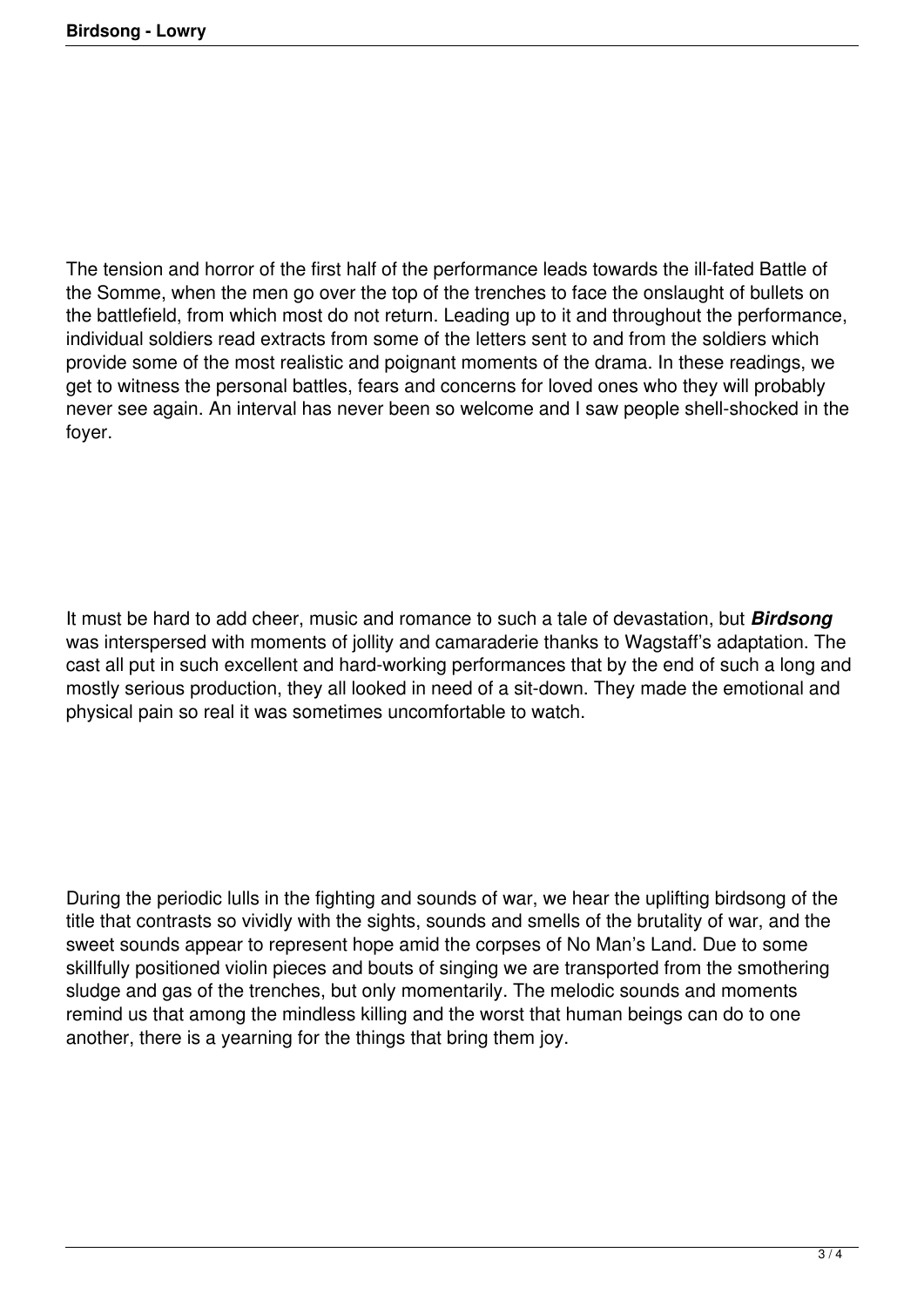The tension and horror of the first half of the performance leads towards the ill-fated Battle of the Somme, when the men go over the top of the trenches to face the onslaught of bullets on the battlefield, from which most do not return. Leading up to it and throughout the performance, individual soldiers read extracts from some of the letters sent to and from the soldiers which provide some of the most realistic and poignant moments of the drama. In these readings, we get to witness the personal battles, fears and concerns for loved ones who they will probably never see again. An interval has never been so welcome and I saw people shell-shocked in the foyer.

It must be hard to add cheer, music and romance to such a tale of devastation, but ***Birdsong*** was interspersed with moments of jollity and camaraderie thanks to Wagstaff's adaptation. The cast all put in such excellent and hard-working performances that by the end of such a long and mostly serious production, they all looked in need of a sit-down. They made the emotional and physical pain so real it was sometimes uncomfortable to watch.

During the periodic lulls in the fighting and sounds of war, we hear the uplifting birdsong of the title that contrasts so vividly with the sights, sounds and smells of the brutality of war, and the sweet sounds appear to represent hope amid the corpses of No Man's Land. Due to some skillfully positioned violin pieces and bouts of singing we are transported from the smothering sludge and gas of the trenches, but only momentarily. The melodic sounds and moments remind us that among the mindless killing and the worst that human beings can do to one another, there is a yearning for the things that bring them joy.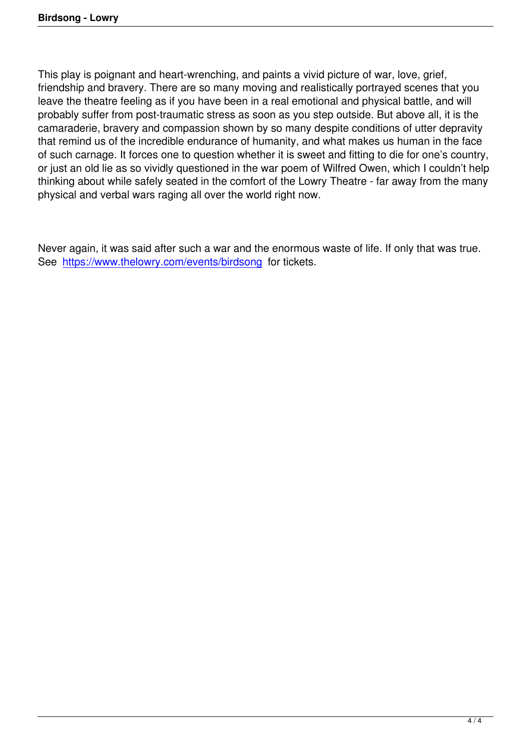This play is poignant and heart-wrenching, and paints a vivid picture of war, love, grief, friendship and bravery. There are so many moving and realistically portrayed scenes that you leave the theatre feeling as if you have been in a real emotional and physical battle, and will probably suffer from post-traumatic stress as soon as you step outside. But above all, it is the camaraderie, bravery and compassion shown by so many despite conditions of utter depravity that remind us of the incredible endurance of humanity, and what makes us human in the face of such carnage. It forces one to question whether it is sweet and fitting to die for one's country, or just an old lie as so vividly questioned in the war poem of Wilfred Owen, which I couldn't help thinking about while safely seated in the comfort of the Lowry Theatre - far away from the many physical and verbal wars raging all over the world right now.

Never again, it was said after such a war and the enormous waste of life. If only that was true. See [https://www.thelowry.com/events/birdsong](https://www.thelowry.com/events/birdsong) for tickets.